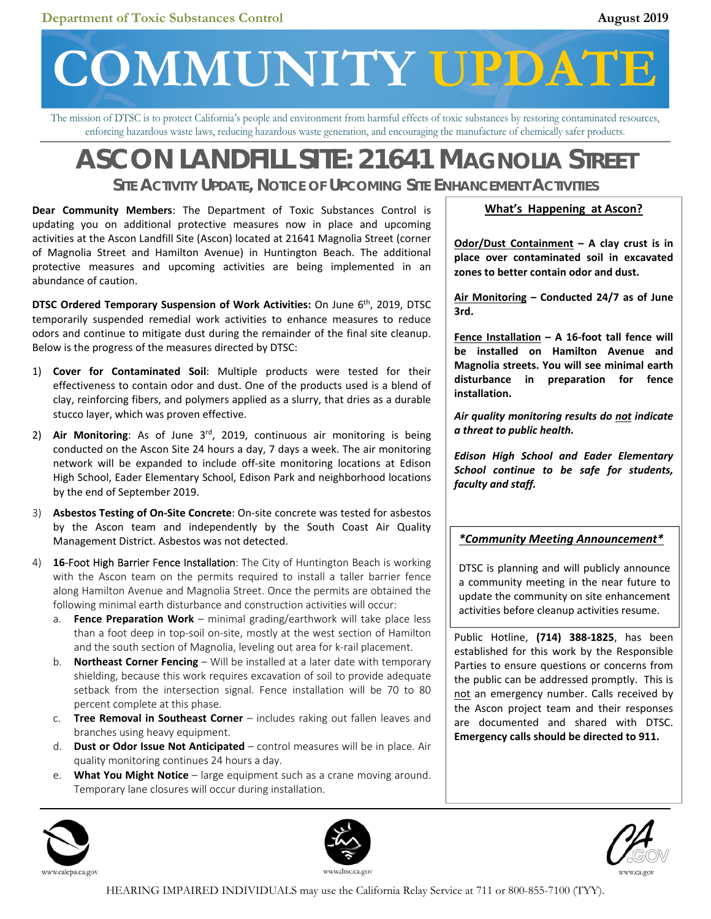Department of Toxic Substances Control

August 2019

# COMMUNITY UPDATE

The mission of DTSC is to protect California's people and environment from harmful effects of toxic substances by restoring contaminated resources, enforcing hazardous waste laws, reducing hazardous waste generation, and encouraging the manufacture of chemically safer products.

## ASCON LANDFILL SITE: 21641 MAGNOLIA STREET

### SITE ACTIVITY UPDATE, NOTICE OF UPCOMING SITE ENHANCEMENT ACTIVITIES

**Dear Community Members**: The Department of Toxic Substances Control is updating you on additional protective measures now in place and upcoming activities at the Ascon Landfill Site (Ascon) located at 21641 Magnolia Street (corner of Magnolia Street and Hamilton Avenue) in Huntington Beach. The additional protective measures and upcoming activities are being implemented in an abundance of caution.

**DTSC Ordered Temporary Suspension of Work Activities:** On June 6th, 2019, DTSC temporarily suspended remedial work activities to enhance measures to reduce odors and continue to mitigate dust during the remainder of the final site cleanup. Below is the progress of the measures directed by DTSC:

1) **Cover for Contaminated Soil**: Multiple products were tested for their effectiveness to contain odor and dust. One of the products used is a blend of clay, reinforcing fibers, and polymers applied as a slurry, that dries as a durable stucco layer, which was proven effective.
2) **Air Monitoring**: As of June 3rd, 2019, continuous air monitoring is being conducted on the Ascon Site 24 hours a day, 7 days a week. The air monitoring network will be expanded to include off-site monitoring locations at Edison High School, Eader Elementary School, Edison Park and neighborhood locations by the end of September 2019.
3) **Asbestos Testing of On-Site Concrete**: On-site concrete was tested for asbestos by the Ascon team and independently by the South Coast Air Quality Management District. Asbestos was not detected.
4) **16-Foot High Barrier Fence Installation**: The City of Huntington Beach is working with the Ascon team on the permits required to install a taller barrier fence along Hamilton Avenue and Magnolia Street. Once the permits are obtained the following minimal earth disturbance and construction activities will occur:
   a. **Fence Preparation Work** – minimal grading/earthwork will take place less than a foot deep in top-soil on-site, mostly at the west section of Hamilton and the south section of Magnolia, leveling out area for k-rail placement.
   b. **Northeast Corner Fencing** – Will be installed at a later date with temporary shielding, because this work requires excavation of soil to provide adequate setback from the intersection signal. Fence installation will be 70 to 80 percent complete at this phase.
   c. **Tree Removal in Southeast Corner** – includes raking out fallen leaves and branches using heavy equipment.
   d. **Dust or Odor Issue Not Anticipated** – control measures will be in place. Air quality monitoring continues 24 hours a day.
   e. **What You Might Notice** – large equipment such as a crane moving around. Temporary lane closures will occur during installation.

### What's Happening at Ascon?

**Odor/Dust Containment – A clay crust is in place over contaminated soil in excavated zones to better contain odor and dust.**

**Air Monitoring – Conducted 24/7 as of June 3rd.**

**Fence Installation – A 16-foot tall fence will be installed on Hamilton Avenue and Magnolia streets. You will see minimal earth disturbance in preparation for fence installation.**

***Air quality monitoring results do not indicate a threat to public health.***

***Edison High School and Eader Elementary School continue to be safe for students, faculty and staff.***

### *Community Meeting Announcement*

DTSC is planning and will publicly announce a community meeting in the near future to update the community on site enhancement activities before cleanup activities resume.

Public Hotline, **(714) 388-1825**, has been established for this work by the Responsible Parties to ensure questions or concerns from the public can be addressed promptly. This is not an emergency number. Calls received by the Ascon project team and their responses are documented and shared with DTSC. **Emergency calls should be directed to 911.**

www.calepa.ca.gov www.dtsc.ca.gov www.ca.gov

HEARING IMPAIRED INDIVIDUALS may use the California Relay Service at 711 or 800-855-7100 (TYY).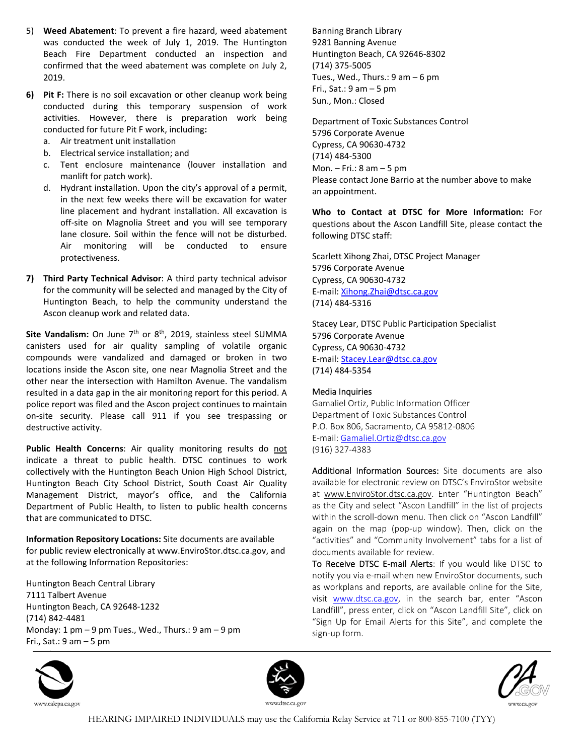5) **Weed Abatement**: To prevent a fire hazard, weed abatement was conducted the week of July 1, 2019. The Huntington Beach Fire Department conducted an inspection and confirmed that the weed abatement was complete on July 2, 2019.

6) **Pit F:** There is no soil excavation or other cleanup work being conducted during this temporary suspension of work activities. However, there is preparation work being conducted for future Pit F work, including**:**
   a. Air treatment unit installation
   b. Electrical service installation; and
   c. Tent enclosure maintenance (louver installation and manlift for patch work).
   d. Hydrant installation. Upon the city's approval of a permit, in the next few weeks there will be excavation for water line placement and hydrant installation. All excavation is off-site on Magnolia Street and you will see temporary lane closure. Soil within the fence will not be disturbed. Air monitoring will be conducted to ensure protectiveness.

7) **Third Party Technical Advisor**: A third party technical advisor for the community will be selected and managed by the City of Huntington Beach, to help the community understand the Ascon cleanup work and related data.

**Site Vandalism:** On June 7th or 8th, 2019, stainless steel SUMMA canisters used for air quality sampling of volatile organic compounds were vandalized and damaged or broken in two locations inside the Ascon site, one near Magnolia Street and the other near the intersection with Hamilton Avenue. The vandalism resulted in a data gap in the air monitoring report for this period. A police report was filed and the Ascon project continues to maintain on-site security. Please call 911 if you see trespassing or destructive activity.

**Public Health Concerns**: Air quality monitoring results do not indicate a threat to public health. DTSC continues to work collectively with the Huntington Beach Union High School District, Huntington Beach City School District, South Coast Air Quality Management District, mayor's office, and the California Department of Public Health, to listen to public health concerns that are communicated to DTSC.

**Information Repository Locations:** Site documents are available for public review electronically at www.EnviroStor.dtsc.ca.gov, and at the following Information Repositories:

Huntington Beach Central Library
7111 Talbert Avenue
Huntington Beach, CA 92648-1232
(714) 842-4481
Monday: 1 pm – 9 pm Tues., Wed., Thurs.: 9 am – 9 pm
Fri., Sat.: 9 am – 5 pm

Banning Branch Library
9281 Banning Avenue
Huntington Beach, CA 92646-8302
(714) 375-5005
Tues., Wed., Thurs.: 9 am – 6 pm
Fri., Sat.: 9 am – 5 pm
Sun., Mon.: Closed

Department of Toxic Substances Control
5796 Corporate Avenue
Cypress, CA 90630-4732
(714) 484-5300
Mon. – Fri.: 8 am – 5 pm
Please contact Jone Barrio at the number above to make an appointment.

**Who to Contact at DTSC for More Information:** For questions about the Ascon Landfill Site, please contact the following DTSC staff:

Scarlett Xihong Zhai, DTSC Project Manager
5796 Corporate Avenue
Cypress, CA 90630-4732
E-mail: Xihong.Zhai@dtsc.ca.gov
(714) 484-5316

Stacey Lear, DTSC Public Participation Specialist
5796 Corporate Avenue
Cypress, CA 90630-4732
E-mail: Stacey.Lear@dtsc.ca.gov
(714) 484-5354

Media Inquiries
Gamaliel Ortiz, Public Information Officer
Department of Toxic Substances Control
P.O. Box 806, Sacramento, CA 95812-0806
E-mail: Gamaliel.Ortiz@dtsc.ca.gov
(916) 327-4383

Additional Information Sources: Site documents are also available for electronic review on DTSC's EnviroStor website at www.EnviroStor.dtsc.ca.gov. Enter "Huntington Beach" as the City and select "Ascon Landfill" in the list of projects within the scroll-down menu. Then click on "Ascon Landfill" again on the map (pop-up window). Then, click on the "activities" and "Community Involvement" tabs for a list of documents available for review.

To Receive DTSC E-mail Alerts: If you would like DTSC to notify you via e-mail when new EnviroStor documents, such as workplans and reports, are available online for the Site, visit www.dtsc.ca.gov, in the search bar, enter "Ascon Landfill", press enter, click on "Ascon Landfill Site", click on "Sign Up for Email Alerts for this Site", and complete the sign-up form.

www.calepa.ca.gov www.dtsc.ca.gov www.ca.gov

HEARING IMPAIRED INDIVIDUALS may use the California Relay Service at 711 or 800-855-7100 (TYY)